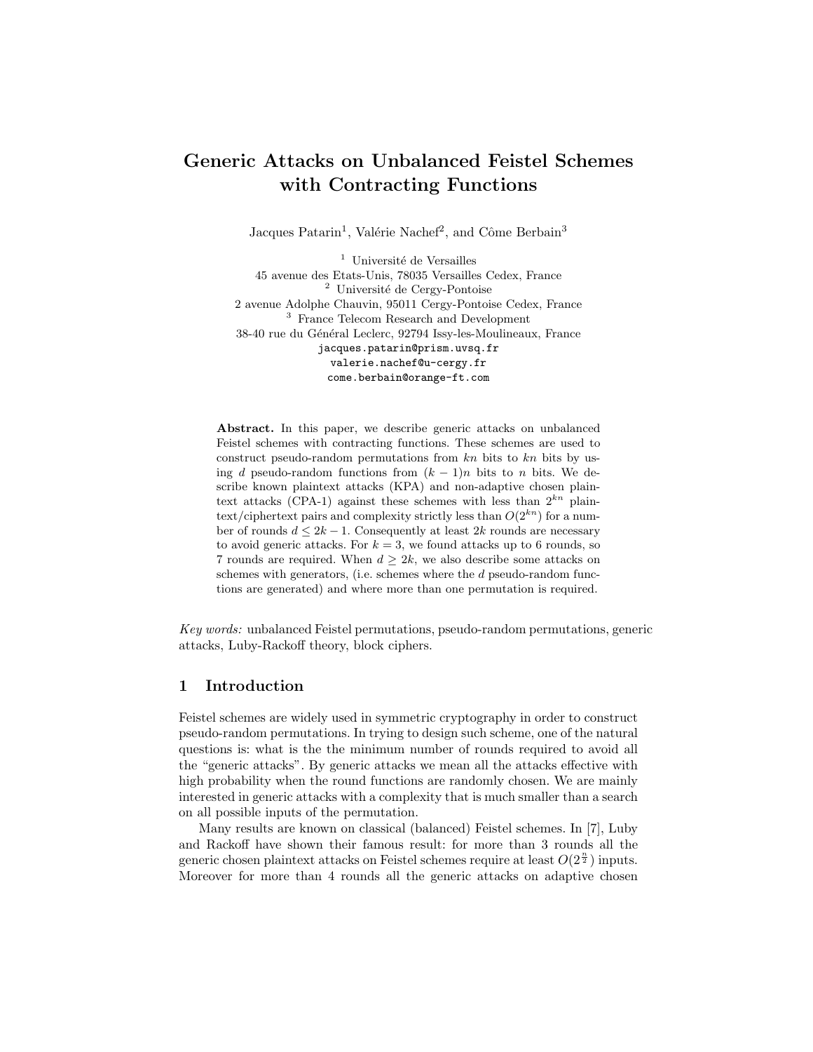# Generic Attacks on Unbalanced Feistel Schemes with Contracting Functions

Jacques Patarin[1], Valérie Nachef[2], and Côme Berbain[3]

[1] Université de Versailles
45 avenue des Etats-Unis, 78035 Versailles Cedex, France
[2] Université de Cergy-Pontoise
2 avenue Adolphe Chauvin, 95011 Cergy-Pontoise Cedex, France
[3] France Telecom Research and Development
38-40 rue du Général Leclerc, 92794 Issy-les-Moulineaux, France
jacques.patarin@prism.uvsq.fr
valerie.nachef@u-cergy.fr
come.berbain@orange-ft.com

**Abstract.** In this paper, we describe generic attacks on unbalanced Feistel schemes with contracting functions. These schemes are used to construct pseudo-random permutations from $kn$ bits to $kn$ bits by using $d$ pseudo-random functions from $(k-1)n$ bits to $n$ bits. We describe known plaintext attacks (KPA) and non-adaptive chosen plaintext attacks (CPA-1) against these schemes with less than $2^{kn}$ plaintext/ciphertext pairs and complexity strictly less than $O(2^{kn})$ for a number of rounds $d \leq 2k-1$. Consequently at least $2k$ rounds are necessary to avoid generic attacks. For $k = 3$, we found attacks up to 6 rounds, so 7 rounds are required. When $d \geq 2k$, we also describe some attacks on schemes with generators, (i.e. schemes where the $d$ pseudo-random functions are generated) and where more than one permutation is required.

*Key words:* unbalanced Feistel permutations, pseudo-random permutations, generic attacks, Luby-Rackoff theory, block ciphers.

## 1 Introduction

Feistel schemes are widely used in symmetric cryptography in order to construct pseudo-random permutations. In trying to design such scheme, one of the natural questions is: what is the the minimum number of rounds required to avoid all the "generic attacks". By generic attacks we mean all the attacks effective with high probability when the round functions are randomly chosen. We are mainly interested in generic attacks with a complexity that is much smaller than a search on all possible inputs of the permutation.

Many results are known on classical (balanced) Feistel schemes. In [7], Luby and Rackoff have shown their famous result: for more than 3 rounds all the generic chosen plaintext attacks on Feistel schemes require at least $O(2^{\frac{n}{2}})$ inputs. Moreover for more than 4 rounds all the generic attacks on adaptive chosen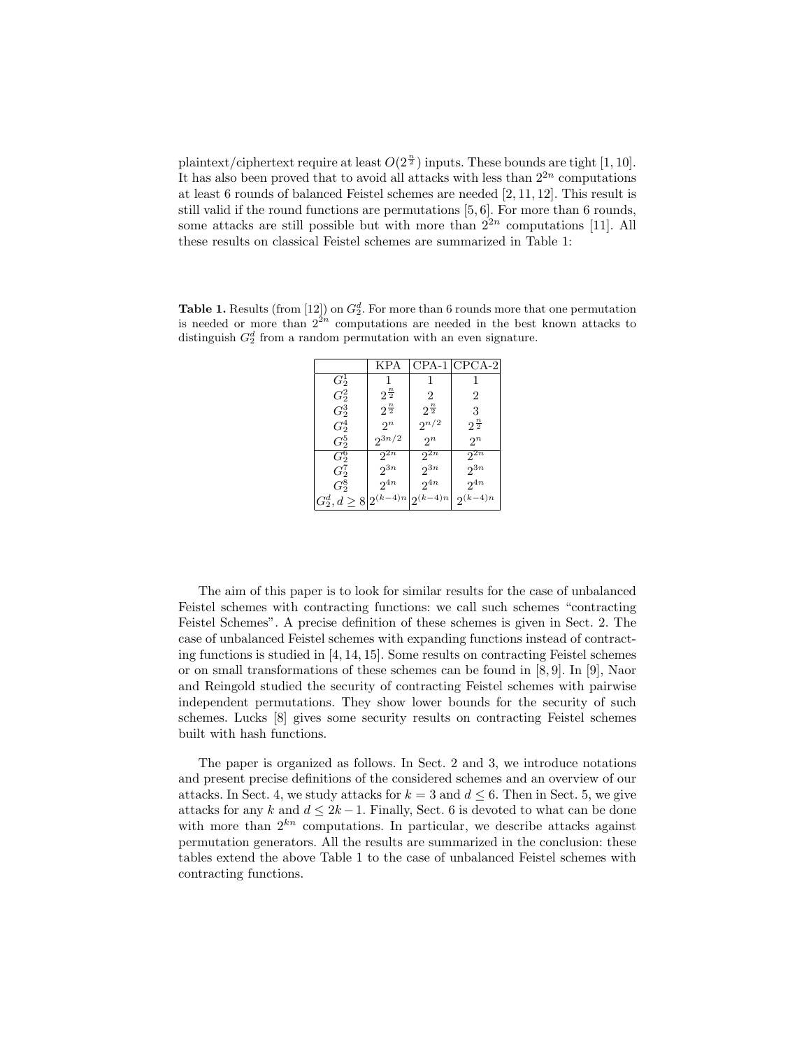plaintext/ciphertext require at least $O(2^{\frac{n}{2}})$ inputs. These bounds are tight [1, 10]. It has also been proved that to avoid all attacks with less than $2^{2n}$ computations at least 6 rounds of balanced Feistel schemes are needed [2, 11, 12]. This result is still valid if the round functions are permutations [5, 6]. For more than 6 rounds, some attacks are still possible but with more than $2^{2n}$ computations [11]. All these results on classical Feistel schemes are summarized in Table 1:

**Table 1.** Results (from [12]) on $G_2^d$. For more than 6 rounds more that one permutation is needed or more than $2^{2n}$ computations are needed in the best known attacks to distinguish $G_2^d$ from a random permutation with an even signature.

| | KPA | CPA-1 | CPCA-2 |
|---|---|---|---|
| $G_2^1$ | 1 | 1 | 1 |
| $G_2^2$ | $2^{\frac{n}{2}}$ | 2 | 2 |
| $G_2^3$ | $2^{\frac{n}{2}}$ | $2^{\frac{n}{2}}$ | 3 |
| $G_2^4$ | $2^n$ | $2^{n/2}$ | $2^{\frac{n}{2}}$ |
| $G_2^5$ | $2^{3n/2}$ | $2^n$ | $2^n$ |
| $G_2^6$ | $2^{2n}$ | $2^{2n}$ | $2^{2n}$ |
| $G_2^7$ | $2^{3n}$ | $2^{3n}$ | $2^{3n}$ |
| $G_2^8$ | $2^{4n}$ | $2^{4n}$ | $2^{4n}$ |
| $G_2^d, d \geq 8$ | $2^{(k-4)n}$ | $2^{(k-4)n}$ | $2^{(k-4)n}$ |

The aim of this paper is to look for similar results for the case of unbalanced Feistel schemes with contracting functions: we call such schemes "contracting Feistel Schemes". A precise definition of these schemes is given in Sect. 2. The case of unbalanced Feistel schemes with expanding functions instead of contracting functions is studied in [4, 14, 15]. Some results on contracting Feistel schemes or on small transformations of these schemes can be found in [8, 9]. In [9], Naor and Reingold studied the security of contracting Feistel schemes with pairwise independent permutations. They show lower bounds for the security of such schemes. Lucks [8] gives some security results on contracting Feistel schemes built with hash functions.

The paper is organized as follows. In Sect. 2 and 3, we introduce notations and present precise definitions of the considered schemes and an overview of our attacks. In Sect. 4, we study attacks for $k = 3$ and $d \leq 6$. Then in Sect. 5, we give attacks for any $k$ and $d \leq 2k-1$. Finally, Sect. 6 is devoted to what can be done with more than $2^{kn}$ computations. In particular, we describe attacks against permutation generators. All the results are summarized in the conclusion: these tables extend the above Table 1 to the case of unbalanced Feistel schemes with contracting functions.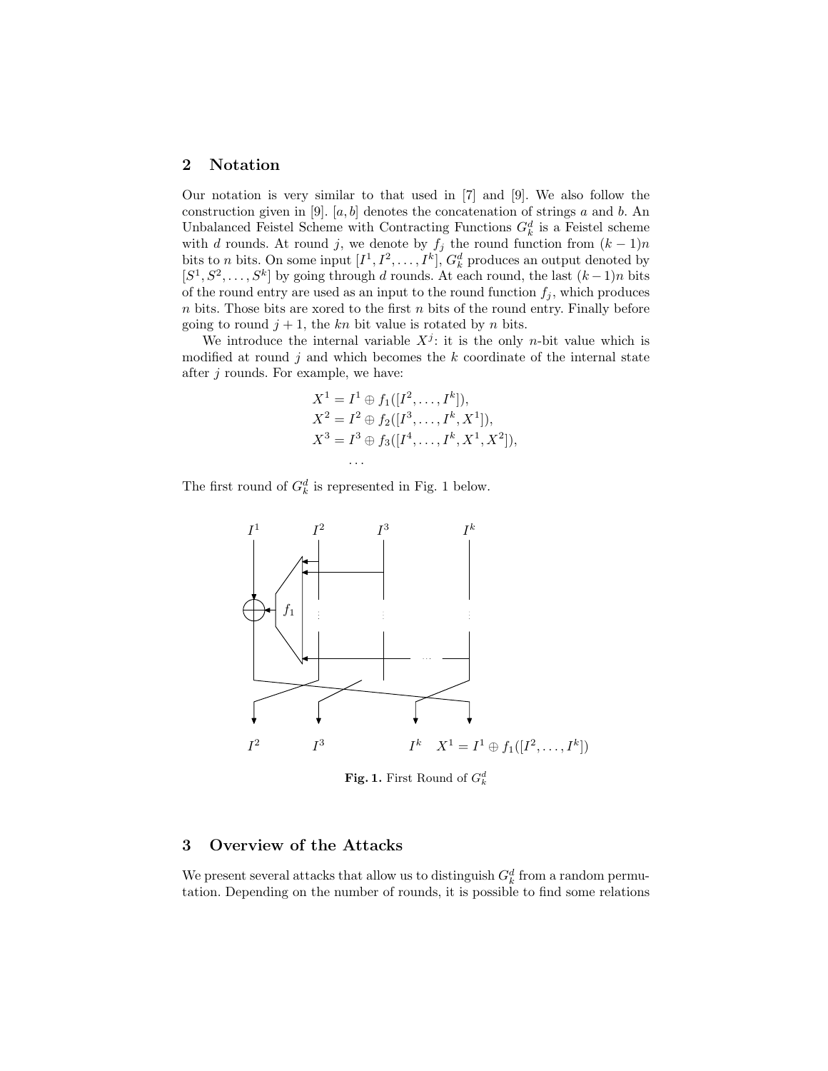## 2 Notation

Our notation is very similar to that used in [7] and [9]. We also follow the construction given in [9]. $[a, b]$ denotes the concatenation of strings $a$ and $b$. An Unbalanced Feistel Scheme with Contracting Functions $G_k^d$ is a Feistel scheme with $d$ rounds. At round $j$, we denote by $f_j$ the round function from $(k-1)n$ bits to $n$ bits. On some input $[I^1, I^2, \ldots, I^k]$, $G_k^d$ produces an output denoted by $[S^1, S^2, \ldots, S^k]$ by going through $d$ rounds. At each round, the last $(k-1)n$ bits of the round entry are used as an input to the round function $f_j$, which produces $n$ bits. Those bits are xored to the first $n$ bits of the round entry. Finally before going to round $j+1$, the $kn$ bit value is rotated by $n$ bits.

We introduce the internal variable $X^j$: it is the only $n$-bit value which is modified at round $j$ and which becomes the $k$ coordinate of the internal state after $j$ rounds. For example, we have:

$$
\begin{aligned}
X^1 &= I^1 \oplus f_1([I^2, \ldots, I^k]), \\
X^2 &= I^2 \oplus f_2([I^3, \ldots, I^k, X^1]), \\
X^3 &= I^3 \oplus f_3([I^4, \ldots, I^k, X^1, X^2]), \\
&\ldots
\end{aligned}
$$

The first round of $G_k^d$ is represented in Fig. 1 below.

**Fig. 1.** First Round of $G_k^d$

## 3 Overview of the Attacks

We present several attacks that allow us to distinguish $G_k^d$ from a random permutation. Depending on the number of rounds, it is possible to find some relations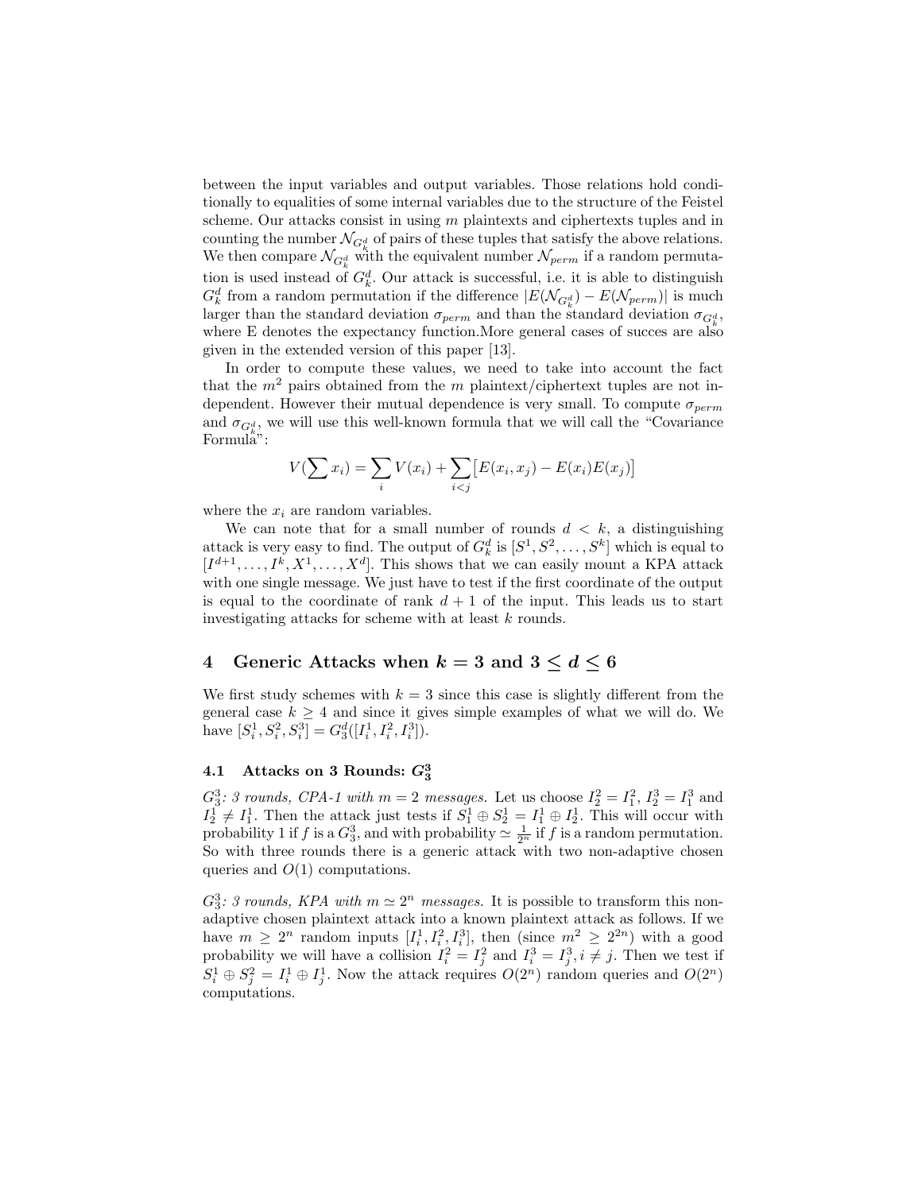between the input variables and output variables. Those relations hold conditionally to equalities of some internal variables due to the structure of the Feistel scheme. Our attacks consist in using $m$ plaintexts and ciphertexts tuples and in counting the number $\mathcal{N}_{G_k^d}$ of pairs of these tuples that satisfy the above relations. We then compare $\mathcal{N}_{G_k^d}$ with the equivalent number $\mathcal{N}_{perm}$ if a random permutation is used instead of $G_k^d$. Our attack is successful, i.e. it is able to distinguish $G_k^d$ from a random permutation if the difference $|E(\mathcal{N}_{G_k^d}) - E(\mathcal{N}_{perm})|$ is much larger than the standard deviation $\sigma_{perm}$ and than the standard deviation $\sigma_{G_k^d}$, where E denotes the expectancy function.More general cases of succes are also given in the extended version of this paper [13].

In order to compute these values, we need to take into account the fact that the $m^2$ pairs obtained from the $m$ plaintext/ciphertext tuples are not independent. However their mutual dependence is very small. To compute $\sigma_{perm}$ and $\sigma_{G_k^d}$, we will use this well-known formula that we will call the "Covariance Formula":

$$V(\sum x_i) = \sum_i V(x_i) + \sum_{i<j} \big[E(x_i, x_j) - E(x_i)E(x_j)\big]$$

where the $x_i$ are random variables.

We can note that for a small number of rounds $d < k$, a distinguishing attack is very easy to find. The output of $G_k^d$ is $[S^1, S^2, \dots, S^k]$ which is equal to $[I^{d+1}, \dots, I^k, X^1, \dots, X^d]$. This shows that we can easily mount a KPA attack with one single message. We just have to test if the first coordinate of the output is equal to the coordinate of rank $d+1$ of the input. This leads us to start investigating attacks for scheme with at least $k$ rounds.

## 4 Generic Attacks when $k = 3$ and $3 \leq d \leq 6$

We first study schemes with $k = 3$ since this case is slightly different from the general case $k \geq 4$ and since it gives simple examples of what we will do. We have $[S_i^1, S_i^2, S_i^3] = G_3^d([I_i^1, I_i^2, I_i^3])$.

### 4.1 Attacks on 3 Rounds: $G_3^3$

*$G_3^3$: 3 rounds, CPA-1 with $m = 2$ messages.* Let us choose $I_2^2 = I_1^2$, $I_2^3 = I_1^3$ and $I_2^1 \neq I_1^1$. Then the attack just tests if $S_1^1 \oplus S_2^1 = I_1^1 \oplus I_2^1$. This will occur with probability 1 if $f$ is a $G_3^3$, and with probability $\simeq \frac{1}{2^n}$ if $f$ is a random permutation. So with three rounds there is a generic attack with two non-adaptive chosen queries and $O(1)$ computations.

*$G_3^3$: 3 rounds, KPA with $m \simeq 2^n$ messages.* It is possible to transform this non-adaptive chosen plaintext attack into a known plaintext attack as follows. If we have $m \geq 2^n$ random inputs $[I_i^1, I_i^2, I_i^3]$, then (since $m^2 \geq 2^{2n}$) with a good probability we will have a collision $I_i^2 = I_j^2$ and $I_i^3 = I_j^3, i \neq j$. Then we test if $S_i^1 \oplus S_j^2 = I_i^1 \oplus I_j^1$. Now the attack requires $O(2^n)$ random queries and $O(2^n)$ computations.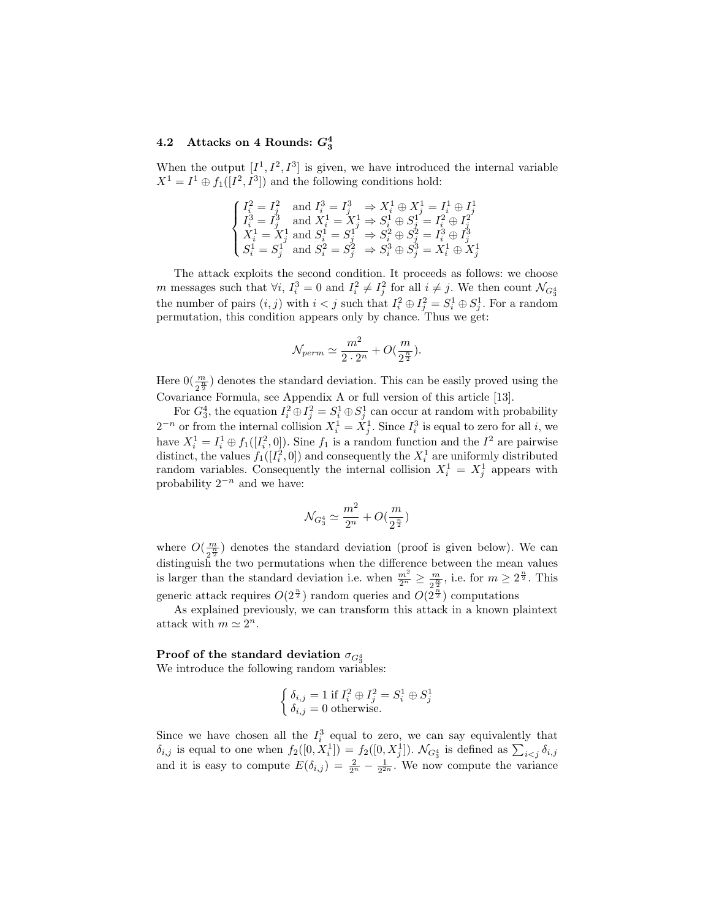### 4.2 Attacks on 4 Rounds: $G_3^4$

When the output $[I^1, I^2, I^3]$ is given, we have introduced the internal variable $X^1 = I^1 \oplus f_1([I^2, I^3])$ and the following conditions hold:

$$
\begin{cases}
I_i^2 = I_j^2 \text{ and } I_i^3 = I_j^3 \Rightarrow X_i^1 \oplus X_j^1 = I_i^1 \oplus I_j^1 \\
I_i^3 = I_j^3 \text{ and } X_i^1 = X_j^1 \Rightarrow S_i^1 \oplus S_j^1 = I_i^2 \oplus I_j^2 \\
X_i^1 = X_j^1 \text{ and } S_i^1 = S_j^1 \Rightarrow S_i^2 \oplus S_j^2 = I_i^3 \oplus I_j^3 \\
S_i^1 = S_j^1 \text{ and } S_i^2 = S_j^2 \Rightarrow S_i^3 \oplus S_j^3 = X_i^1 \oplus X_j^1
\end{cases}
$$

The attack exploits the second condition. It proceeds as follows: we choose $m$ messages such that $\forall i$, $I_i^3 = 0$ and $I_i^2 \neq I_j^2$ for all $i \neq j$. We then count $\mathcal{N}_{G_3^4}$ the number of pairs $(i, j)$ with $i < j$ such that $I_i^2 \oplus I_j^2 = S_i^1 \oplus S_j^1$. For a random permutation, this condition appears only by chance. Thus we get:

$$\mathcal{N}_{perm} \simeq \frac{m^2}{2 \cdot 2^n} + O(\frac{m}{2^{\frac{n}{2}}}).$$

Here $0(\frac{m}{2^{\frac{n}{2}}})$ denotes the standard deviation. This can be easily proved using the Covariance Formula, see Appendix A or full version of this article [13].

For $G_3^4$, the equation $I_i^2 \oplus I_j^2 = S_i^1 \oplus S_j^1$ can occur at random with probability $2^{-n}$ or from the internal collision $X_i^1 = X_j^1$. Since $I_i^3$ is equal to zero for all $i$, we have $X_i^1 = I_i^1 \oplus f_1([I_i^2, 0])$. Sine $f_1$ is a random function and the $I^2$ are pairwise distinct, the values $f_1([I_i^2, 0])$ and consequently the $X_i^1$ are uniformly distributed random variables. Consequently the internal collision $X_i^1 = X_j^1$ appears with probability $2^{-n}$ and we have:

$$\mathcal{N}_{G_3^4} \simeq \frac{m^2}{2^n} + O(\frac{m}{2^{\frac{n}{2}}})$$

where $O(\frac{m}{2^{\frac{n}{2}}})$ denotes the standard deviation (proof is given below). We can distinguish the two permutations when the difference between the mean values is larger than the standard deviation i.e. when $\frac{m^2}{2^n} \geq \frac{m}{2^{\frac{n}{2}}}$, i.e. for $m \geq 2^{\frac{n}{2}}$. This generic attack requires $O(2^{\frac{n}{2}})$ random queries and $O(2^{\frac{n}{2}})$ computations

As explained previously, we can transform this attack in a known plaintext attack with $m \simeq 2^n$.

**Proof of the standard deviation $\sigma_{G_3^4}$**
We introduce the following random variables:

$$
\begin{cases}
\delta_{i,j} = 1 \text{ if } I_i^2 \oplus I_j^2 = S_i^1 \oplus S_j^1 \\
\delta_{i,j} = 0 \text{ otherwise.}
\end{cases}
$$

Since we have chosen all the $I_i^3$ equal to zero, we can say equivalently that $\delta_{i,j}$ is equal to one when $f_2([0, X_i^1]) = f_2([0, X_j^1])$. $\mathcal{N}_{G_3^4}$ is defined as $\sum_{i<j} \delta_{i,j}$ and it is easy to compute $E(\delta_{i,j}) = \frac{2}{2^n} - \frac{1}{2^{2n}}$. We now compute the variance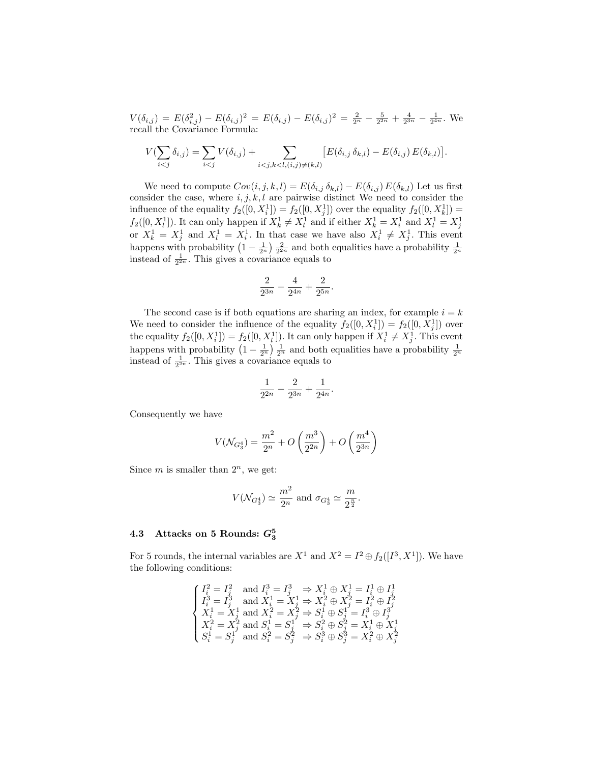$V(\delta_{i,j}) = E(\delta_{i,j}^2) - E(\delta_{i,j})^2 = E(\delta_{i,j}) - E(\delta_{i,j})^2 = \frac{2}{2^n} - \frac{5}{2^{2n}} + \frac{4}{2^{3n}} - \frac{1}{2^{4n}}$. We recall the Covariance Formula:

$$V(\sum_{i<j} \delta_{i,j}) = \sum_{i<j} V(\delta_{i,j}) + \sum_{i<j,k<l,(i,j)\neq(k,l)} \left[E(\delta_{i,j}\, \delta_{k,l}) - E(\delta_{i,j})\, E(\delta_{k,l})\right].$$

We need to compute $Cov(i,j,k,l) = E(\delta_{i,j}\, \delta_{k,l}) - E(\delta_{i,j})\, E(\delta_{k,l})$ Let us first consider the case, where $i,j,k,l$ are pairwise distinct We need to consider the influence of the equality $f_2([0,X_i^1]) = f_2([0,X_j^1])$ over the equality $f_2([0,X_k^1]) = f_2([0,X_l^1])$. It can only happen if $X_k^1 \neq X_l^1$ and if either $X_k^1 = X_i^1$ and $X_l^1 = X_j^1$ or $X_k^1 = X_j^1$ and $X_l^1 = X_i^1$. In that case we have also $X_i^1 \neq X_j^1$. This event happens with probability $\left(1 - \frac{1}{2^n}\right) \frac{2}{2^{2n}}$ and both equalities have a probability $\frac{1}{2^n}$ instead of $\frac{1}{2^{2n}}$. This gives a covariance equals to

$$\frac{2}{2^{3n}} - \frac{4}{2^{4n}} + \frac{2}{2^{5n}}.$$

The second case is if both equations are sharing an index, for example $i = k$ We need to consider the influence of the equality $f_2([0,X_i^1]) = f_2([0,X_j^1])$ over the equality $f_2([0,X_i^1]) = f_2([0,X_l^1])$. It can only happen if $X_i^1 \neq X_j^1$. This event happens with probability $\left(1 - \frac{1}{2^n}\right) \frac{1}{2^n}$ and both equalities have a probability $\frac{1}{2^n}$ instead of $\frac{1}{2^{2n}}$. This gives a covariance equals to

$$\frac{1}{2^{2n}} - \frac{2}{2^{3n}} + \frac{1}{2^{4n}}.$$

Consequently we have

$$V(\mathcal{N}_{G_3^4}) = \frac{m^2}{2^n} + O\left(\frac{m^3}{2^{2n}}\right) + O\left(\frac{m^4}{2^{3n}}\right)$$

Since $m$ is smaller than $2^n$, we get:

$$V(\mathcal{N}_{G_3^4}) \simeq \frac{m^2}{2^n} \text{ and } \sigma_{G_3^4} \simeq \frac{m}{2^{\frac{n}{2}}}.$$

### 4.3 Attacks on 5 Rounds: $G_3^5$

For 5 rounds, the internal variables are $X^1$ and $X^2 = I^2 \oplus f_2([I^3, X^1])$. We have the following conditions:

$$\begin{cases} I_i^2 = I_j^2 \;\text{ and } I_i^3 = I_j^3 \;\Rightarrow X_i^1 \oplus X_j^1 = I_i^1 \oplus I_j^1 \\ I_i^3 = I_j^3 \;\text{ and } X_i^1 = X_j^1 \Rightarrow X_i^2 \oplus X_j^2 = I_i^2 \oplus I_j^2 \\ X_i^1 = X_j^1 \text{ and } X_i^2 = X_j^2 \Rightarrow S_i^1 \oplus S_j^1 = I_i^3 \oplus I_j^3 \\ X_i^2 = X_j^2 \text{ and } S_i^1 = S_j^1 \;\Rightarrow S_i^2 \oplus S_j^2 = X_i^1 \oplus X_j^1 \\ S_i^1 = S_j^1 \;\text{ and } S_i^2 = S_j^2 \;\Rightarrow S_i^3 \oplus S_j^3 = X_i^2 \oplus X_j^2 \end{cases}$$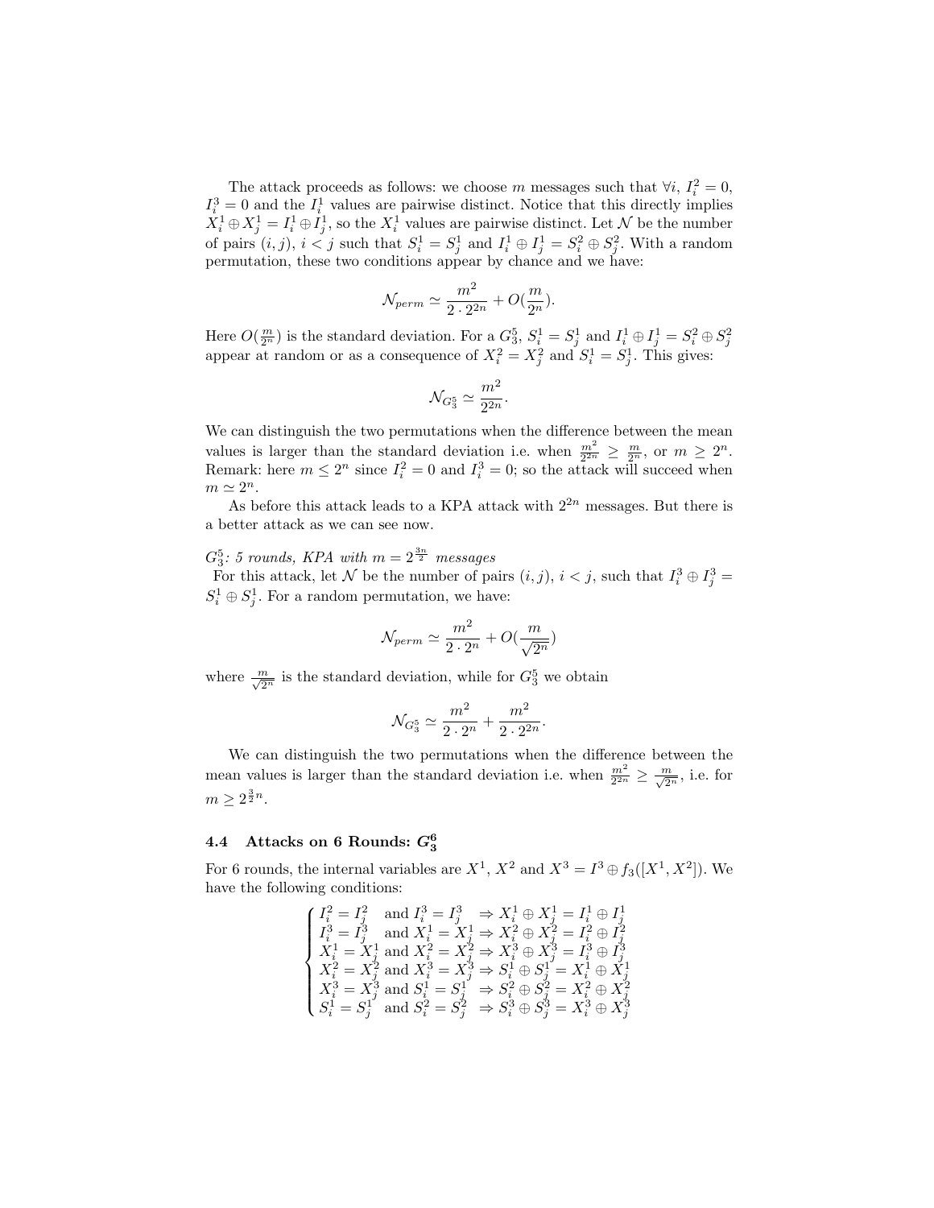The attack proceeds as follows: we choose $m$ messages such that $\forall i$, $I_i^2 = 0$, $I_i^3 = 0$ and the $I_i^1$ values are pairwise distinct. Notice that this directly implies $X_i^1 \oplus X_j^1 = I_i^1 \oplus I_j^1$, so the $X_i^1$ values are pairwise distinct. Let $\mathcal{N}$ be the number of pairs $(i, j)$, $i < j$ such that $S_i^1 = S_j^1$ and $I_i^1 \oplus I_j^1 = S_i^2 \oplus S_j^2$. With a random permutation, these two conditions appear by chance and we have:

$$\mathcal{N}_{perm} \simeq \frac{m^2}{2 \cdot 2^{2n}} + O\left(\frac{m}{2^n}\right).$$

Here $O(\frac{m}{2^n})$ is the standard deviation. For a $G_3^5$, $S_i^1 = S_j^1$ and $I_i^1 \oplus I_j^1 = S_i^2 \oplus S_j^2$ appear at random or as a consequence of $X_i^2 = X_j^2$ and $S_i^1 = S_j^1$. This gives:

$$\mathcal{N}_{G_3^5} \simeq \frac{m^2}{2^{2n}}.$$

We can distinguish the two permutations when the difference between the mean values is larger than the standard deviation i.e. when $\frac{m^2}{2^{2n}} \geq \frac{m}{2^n}$, or $m \geq 2^n$. Remark: here $m \leq 2^n$ since $I_i^2 = 0$ and $I_i^3 = 0$; so the attack will succeed when $m \simeq 2^n$.

As before this attack leads to a KPA attack with $2^{2n}$ messages. But there is a better attack as we can see now.

*$G_3^5$: 5 rounds, KPA with $m = 2^{\frac{3n}{2}}$ messages*

For this attack, let $\mathcal{N}$ be the number of pairs $(i, j)$, $i < j$, such that $I_i^3 \oplus I_j^3 = S_i^1 \oplus S_j^1$. For a random permutation, we have:

$$\mathcal{N}_{perm} \simeq \frac{m^2}{2 \cdot 2^n} + O\left(\frac{m}{\sqrt{2^n}}\right)$$

where $\frac{m}{\sqrt{2^n}}$ is the standard deviation, while for $G_3^5$ we obtain

$$\mathcal{N}_{G_3^5} \simeq \frac{m^2}{2 \cdot 2^n} + \frac{m^2}{2 \cdot 2^{2n}}.$$

We can distinguish the two permutations when the difference between the mean values is larger than the standard deviation i.e. when $\frac{m^2}{2^{2n}} \geq \frac{m}{\sqrt{2^n}}$, i.e. for $m \geq 2^{\frac{3}{2}n}$.

### 4.4 Attacks on 6 Rounds: $G_3^6$

For 6 rounds, the internal variables are $X^1$, $X^2$ and $X^3 = I^3 \oplus f_3([X^1, X^2])$. We have the following conditions:

$$\begin{cases} I_i^2 = I_j^2 \text{ and } I_i^3 = I_j^3 \Rightarrow X_i^1 \oplus X_j^1 = I_i^1 \oplus I_j^1 \\ I_i^3 = I_j^3 \text{ and } X_i^1 = X_j^1 \Rightarrow X_i^2 \oplus X_j^2 = I_i^2 \oplus I_j^2 \\ X_i^1 = X_j^1 \text{ and } X_i^2 = X_j^2 \Rightarrow X_i^3 \oplus X_j^3 = I_i^3 \oplus I_j^3 \\ X_i^2 = X_j^2 \text{ and } X_i^3 = X_j^3 \Rightarrow S_i^1 \oplus S_j^1 = X_i^1 \oplus X_j^1 \\ X_i^3 = X_j^3 \text{ and } S_i^1 = S_j^1 \Rightarrow S_i^2 \oplus S_j^2 = X_i^2 \oplus X_j^2 \\ S_i^1 = S_j^1 \text{ and } S_i^2 = S_j^2 \Rightarrow S_i^3 \oplus S_j^3 = X_i^3 \oplus X_j^3 \end{cases}$$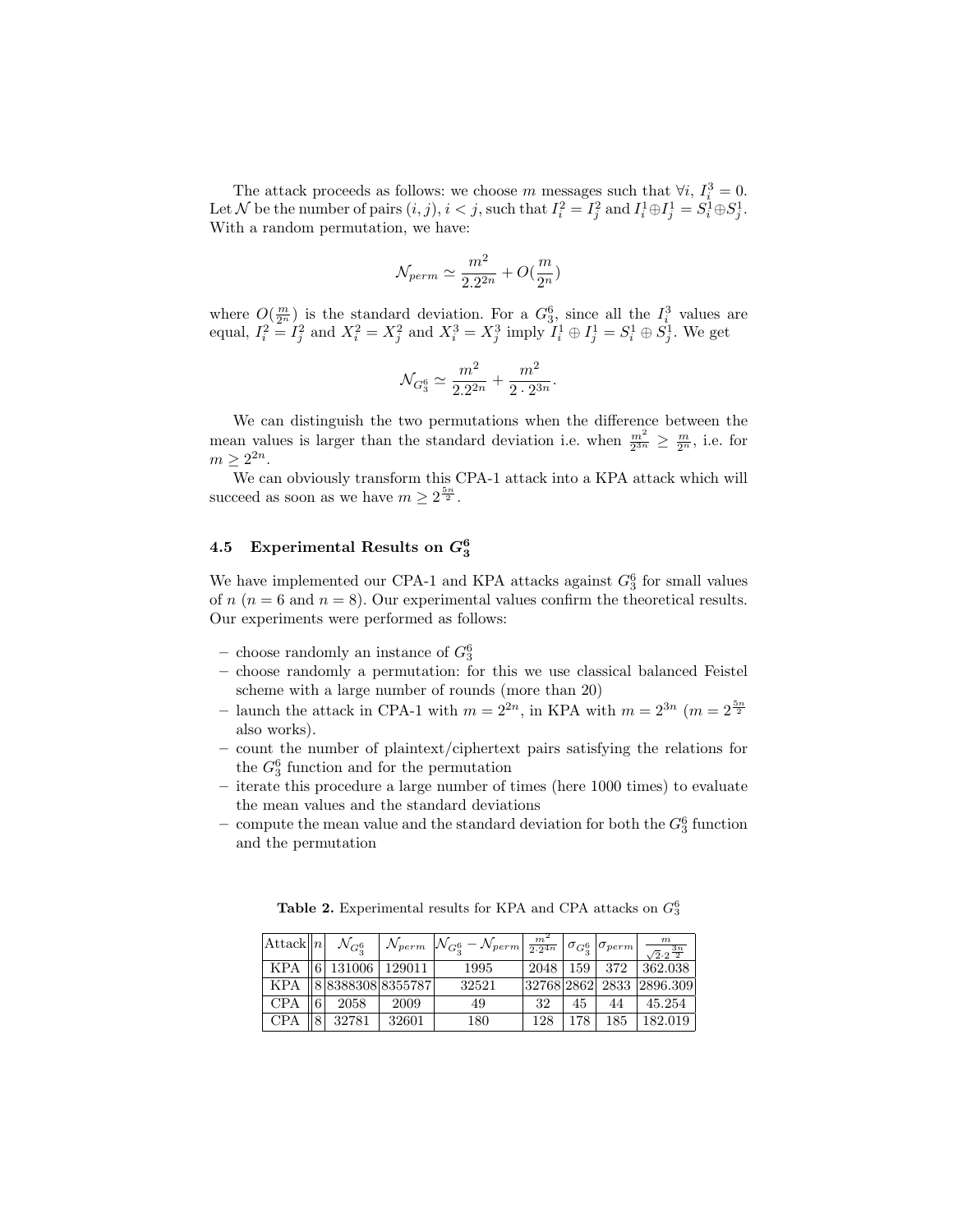The attack proceeds as follows: we choose $m$ messages such that $\forall i$, $I_i^3 = 0$. Let $\mathcal{N}$ be the number of pairs $(i,j)$, $i<j$, such that $I_i^2 = I_j^2$ and $I_i^1 \oplus I_j^1 = S_i^1 \oplus S_j^1$. With a random permutation, we have:

$$\mathcal{N}_{perm} \simeq \frac{m^2}{2.2^{2n}} + O(\frac{m}{2^n})$$

where $O(\frac{m}{2^n})$ is the standard deviation. For a $G_3^6$, since all the $I_i^3$ values are equal, $I_i^2 = I_j^2$ and $X_i^2 = X_j^2$ and $X_i^3 = X_j^3$ imply $I_i^1 \oplus I_j^1 = S_i^1 \oplus S_j^1$. We get

$$\mathcal{N}_{G_3^6} \simeq \frac{m^2}{2.2^{2n}} + \frac{m^2}{2 \cdot 2^{3n}}.$$

We can distinguish the two permutations when the difference between the mean values is larger than the standard deviation i.e. when $\frac{m^2}{2^{3n}} \geq \frac{m}{2^n}$, i.e. for $m \geq 2^{2n}$.

We can obviously transform this CPA-1 attack into a KPA attack which will succeed as soon as we have $m \geq 2^{\frac{5n}{2}}$.

### 4.5 Experimental Results on $G_3^6$

We have implemented our CPA-1 and KPA attacks against $G_3^6$ for small values of $n$ ($n=6$ and $n=8$). Our experimental values confirm the theoretical results. Our experiments were performed as follows:

- choose randomly an instance of $G_3^6$
- choose randomly a permutation: for this we use classical balanced Feistel scheme with a large number of rounds (more than 20)
- launch the attack in CPA-1 with $m = 2^{2n}$, in KPA with $m = 2^{3n}$ ($m = 2^{\frac{5n}{2}}$ also works).
- count the number of plaintext/ciphertext pairs satisfying the relations for the $G_3^6$ function and for the permutation
- iterate this procedure a large number of times (here 1000 times) to evaluate the mean values and the standard deviations
- compute the mean value and the standard deviation for both the $G_3^6$ function and the permutation

**Table 2.** Experimental results for KPA and CPA attacks on $G_3^6$

| Attack | $n$ | $\mathcal{N}_{G_3^6}$ | $\mathcal{N}_{perm}$ | $\mathcal{N}_{G_3^6} - \mathcal{N}_{perm}$ | $\frac{m^2}{2 \cdot 2^{4n}}$ | $\sigma_{G_3^6}$ | $\sigma_{perm}$ | $\frac{m}{\sqrt{2} \cdot 2^{\frac{3n}{2}}}$ |
|---|---|---|---|---|---|---|---|---|
| KPA | 6 | 131006 | 129011 | 1995 | 2048 | 159 | 372 | 362.038 |
| KPA | 8 | 8388308 | 8355787 | 32521 | 32768 | 2862 | 2833 | 2896.309 |
| CPA | 6 | 2058 | 2009 | 49 | 32 | 45 | 44 | 45.254 |
| CPA | 8 | 32781 | 32601 | 180 | 128 | 178 | 185 | 182.019 |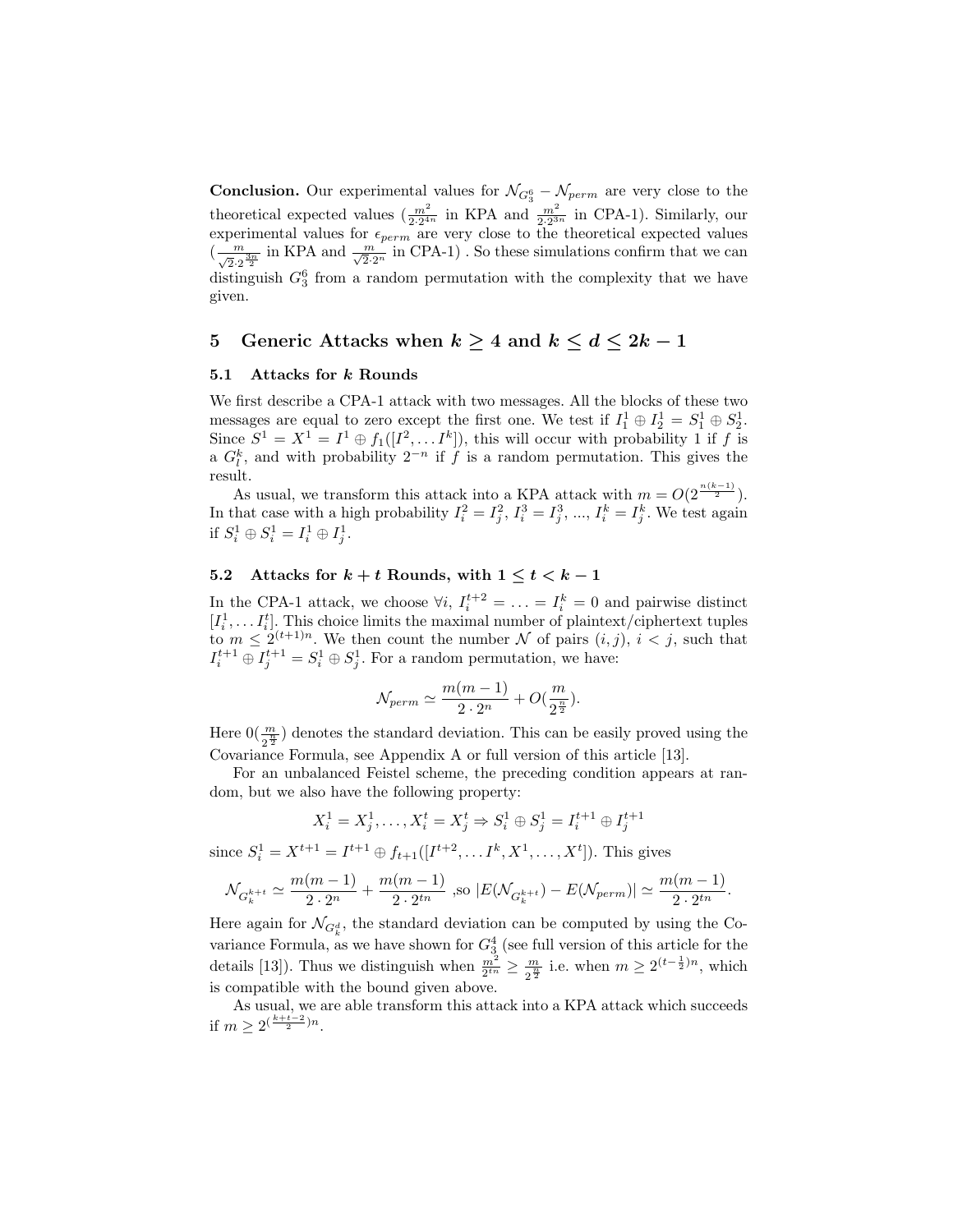**Conclusion.** Our experimental values for $\mathcal{N}_{G_3^6} - \mathcal{N}_{perm}$ are very close to the theoretical expected values ($\frac{m^2}{2 \cdot 2^{4n}}$ in KPA and $\frac{m^2}{2 \cdot 2^{3n}}$ in CPA-1). Similarly, our experimental values for $\epsilon_{perm}$ are very close to the theoretical expected values ($\frac{m}{\sqrt{2} \cdot 2^{\frac{3n}{2}}}$ in KPA and $\frac{m}{\sqrt{2} \cdot 2^n}$ in CPA-1) . So these simulations confirm that we can distinguish $G_3^6$ from a random permutation with the complexity that we have given.

## 5 Generic Attacks when $k \geq 4$ and $k \leq d \leq 2k - 1$

### 5.1 Attacks for $k$ Rounds

We first describe a CPA-1 attack with two messages. All the blocks of these two messages are equal to zero except the first one. We test if $I_1^1 \oplus I_2^1 = S_1^1 \oplus S_2^1$. Since $S^1 = X^1 = I^1 \oplus f_1([I^2, \ldots I^k])$, this will occur with probability 1 if $f$ is a $G_l^k$, and with probability $2^{-n}$ if $f$ is a random permutation. This gives the result.

As usual, we transform this attack into a KPA attack with $m = O(2^{\frac{n(k-1)}{2}})$. In that case with a high probability $I_i^2 = I_j^2$, $I_i^3 = I_j^3$, ..., $I_i^k = I_j^k$. We test again if $S_i^1 \oplus S_i^1 = I_i^1 \oplus I_j^1$.

### 5.2 Attacks for $k + t$ Rounds, with $1 \leq t < k - 1$

In the CPA-1 attack, we choose $\forall i$, $I_i^{t+2} = \ldots = I_i^k = 0$ and pairwise distinct $[I_i^1, \ldots I_i^t]$. This choice limits the maximal number of plaintext/ciphertext tuples to $m \leq 2^{(t+1)n}$. We then count the number $\mathcal{N}$ of pairs $(i, j)$, $i < j$, such that $I_i^{t+1} \oplus I_j^{t+1} = S_i^1 \oplus S_j^1$. For a random permutation, we have:

$$\mathcal{N}_{perm} \simeq \frac{m(m-1)}{2 \cdot 2^n} + O(\frac{m}{2^{\frac{n}{2}}}).$$

Here $0(\frac{m}{2^{\frac{n}{2}}})$ denotes the standard deviation. This can be easily proved using the Covariance Formula, see Appendix A or full version of this article [13].

For an unbalanced Feistel scheme, the preceding condition appears at random, but we also have the following property:

$$X_i^1 = X_j^1, \ldots, X_i^t = X_j^t \Rightarrow S_i^1 \oplus S_j^1 = I_i^{t+1} \oplus I_j^{t+1}$$

since $S_i^1 = X^{t+1} = I^{t+1} \oplus f_{t+1}([I^{t+2}, \ldots I^k, X^1, \ldots, X^t])$. This gives

$$\mathcal{N}_{G_k^{k+t}} \simeq \frac{m(m-1)}{2 \cdot 2^n} + \frac{m(m-1)}{2 \cdot 2^{tn}} \text{ ,so } |E(\mathcal{N}_{G_k^{k+t}}) - E(\mathcal{N}_{perm})| \simeq \frac{m(m-1)}{2 \cdot 2^{tn}}.$$

Here again for $\mathcal{N}_{G_k^d}$, the standard deviation can be computed by using the Covariance Formula, as we have shown for $G_3^4$ (see full version of this article for the details [13]). Thus we distinguish when $\frac{m^2}{2^{tn}} \geq \frac{m}{2^{\frac{n}{2}}}$ i.e. when $m \geq 2^{(t-\frac{1}{2})n}$, which is compatible with the bound given above.

As usual, we are able transform this attack into a KPA attack which succeeds if $m \geq 2^{(\frac{k+t-2}{2})n}$.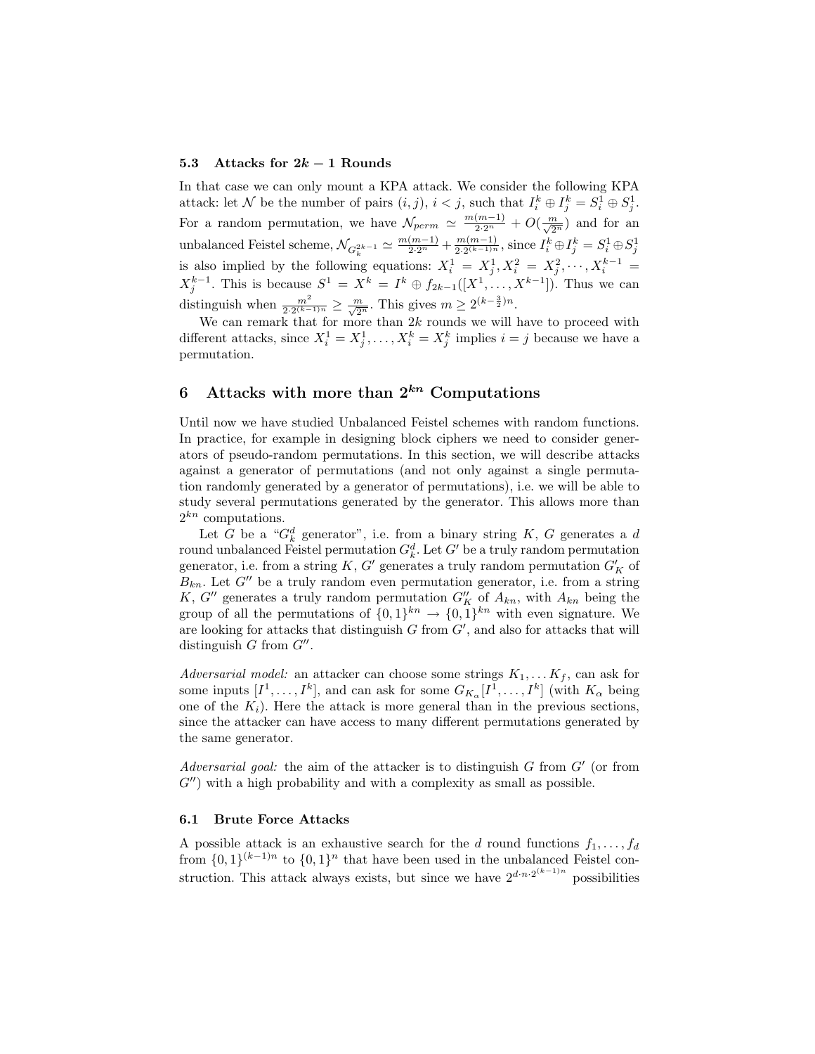### 5.3 Attacks for $2k-1$ Rounds

In that case we can only mount a KPA attack. We consider the following KPA attack: let $\mathcal{N}$ be the number of pairs $(i,j)$, $i<j$, such that $I_i^k \oplus I_j^k = S_i^1 \oplus S_j^1$. For a random permutation, we have $\mathcal{N}_{perm} \simeq \frac{m(m-1)}{2\cdot 2^n} + O(\frac{m}{\sqrt{2^n}})$ and for an unbalanced Feistel scheme, $\mathcal{N}_{G_k^{2k-1}} \simeq \frac{m(m-1)}{2\cdot 2^n} + \frac{m(m-1)}{2\cdot 2^{(k-1)n}}$, since $I_i^k \oplus I_j^k = S_i^1 \oplus S_j^1$ is also implied by the following equations: $X_i^1 = X_j^1, X_i^2 = X_j^2, \cdots, X_i^{k-1} = X_j^{k-1}$. This is because $S^1 = X^k = I^k \oplus f_{2k-1}([X^1,\ldots,X^{k-1}])$. Thus we can distinguish when $\frac{m^2}{2\cdot 2^{(k-1)n}} \geq \frac{m}{\sqrt{2^n}}$. This gives $m \geq 2^{(k-\frac{3}{2})n}$.

We can remark that for more than $2k$ rounds we will have to proceed with different attacks, since $X_i^1 = X_j^1, \ldots, X_i^k = X_j^k$ implies $i=j$ because we have a permutation.

## 6 Attacks with more than $2^{kn}$ Computations

Until now we have studied Unbalanced Feistel schemes with random functions. In practice, for example in designing block ciphers we need to consider generators of pseudo-random permutations. In this section, we will describe attacks against a generator of permutations (and not only against a single permutation randomly generated by a generator of permutations), i.e. we will be able to study several permutations generated by the generator. This allows more than $2^{kn}$ computations.

Let $G$ be a "$G_k^d$ generator", i.e. from a binary string $K$, $G$ generates a $d$ round unbalanced Feistel permutation $G_k^d$. Let $G'$ be a truly random permutation generator, i.e. from a string $K$, $G'$ generates a truly random permutation $G'_K$ of $B_{kn}$. Let $G''$ be a truly random even permutation generator, i.e. from a string $K$, $G''$ generates a truly random permutation $G''_K$ of $A_{kn}$, with $A_{kn}$ being the group of all the permutations of $\{0,1\}^{kn} \to \{0,1\}^{kn}$ with even signature. We are looking for attacks that distinguish $G$ from $G'$, and also for attacks that will distinguish $G$ from $G''$.

*Adversarial model:* an attacker can choose some strings $K_1,\ldots K_f$, can ask for some inputs $[I^1,\ldots,I^k]$, and can ask for some $G_{K_\alpha}[I^1,\ldots,I^k]$ (with $K_\alpha$ being one of the $K_i$). Here the attack is more general than in the previous sections, since the attacker can have access to many different permutations generated by the same generator.

*Adversarial goal:* the aim of the attacker is to distinguish $G$ from $G'$ (or from $G''$) with a high probability and with a complexity as small as possible.

### 6.1 Brute Force Attacks

A possible attack is an exhaustive search for the $d$ round functions $f_1,\ldots,f_d$ from $\{0,1\}^{(k-1)n}$ to $\{0,1\}^n$ that have been used in the unbalanced Feistel construction. This attack always exists, but since we have $2^{d\cdot n\cdot 2^{(k-1)n}}$ possibilities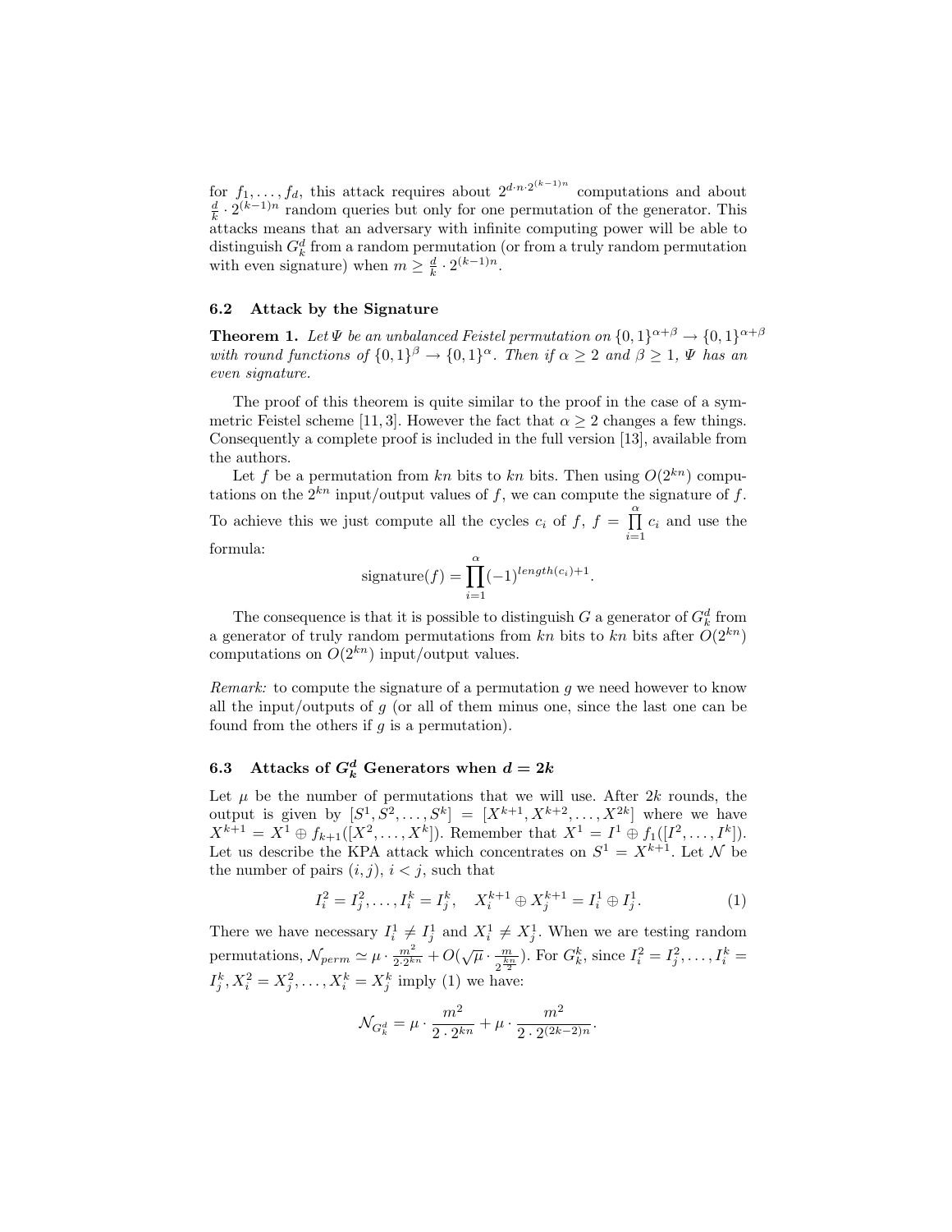for $f_1, \dots, f_d$, this attack requires about $2^{d \cdot n \cdot 2^{(k-1)n}}$ computations and about $\frac{d}{k} \cdot 2^{(k-1)n}$ random queries but only for one permutation of the generator. This attacks means that an adversary with infinite computing power will be able to distinguish $G_k^d$ from a random permutation (or from a truly random permutation with even signature) when $m \geq \frac{d}{k} \cdot 2^{(k-1)n}$.

### 6.2 Attack by the Signature

**Theorem 1.** *Let $\Psi$ be an unbalanced Feistel permutation on $\{0,1\}^{\alpha+\beta} \rightarrow \{0,1\}^{\alpha+\beta}$ with round functions of $\{0,1\}^{\beta} \rightarrow \{0,1\}^{\alpha}$. Then if $\alpha \geq 2$ and $\beta \geq 1$, $\Psi$ has an even signature.*

The proof of this theorem is quite similar to the proof in the case of a symmetric Feistel scheme [11, 3]. However the fact that $\alpha \geq 2$ changes a few things. Consequently a complete proof is included in the full version [13], available from the authors.

Let $f$ be a permutation from $kn$ bits to $kn$ bits. Then using $O(2^{kn})$ computations on the $2^{kn}$ input/output values of $f$, we can compute the signature of $f$. To achieve this we just compute all the cycles $c_i$ of $f$, $f = \prod_{i=1}^{\alpha} c_i$ and use the formula:

$$\text{signature}(f) = \prod_{i=1}^{\alpha} (-1)^{length(c_i)+1}.$$

The consequence is that it is possible to distinguish $G$ a generator of $G_k^d$ from a generator of truly random permutations from $kn$ bits to $kn$ bits after $O(2^{kn})$ computations on $O(2^{kn})$ input/output values.

*Remark:* to compute the signature of a permutation $g$ we need however to know all the input/outputs of $g$ (or all of them minus one, since the last one can be found from the others if $g$ is a permutation).

### 6.3 Attacks of $G_k^d$ Generators when $d = 2k$

Let $\mu$ be the number of permutations that we will use. After $2k$ rounds, the output is given by $[S^1, S^2, \dots, S^k] = [X^{k+1}, X^{k+2}, \dots, X^{2k}]$ where we have $X^{k+1} = X^1 \oplus f_{k+1}([X^2, \dots, X^k])$. Remember that $X^1 = I^1 \oplus f_1([I^2, \dots, I^k])$. Let us describe the KPA attack which concentrates on $S^1 = X^{k+1}$. Let $\mathcal{N}$ be the number of pairs $(i,j)$, $i < j$, such that

$$I_i^2 = I_j^2, \dots, I_i^k = I_j^k, \quad X_i^{k+1} \oplus X_j^{k+1} = I_i^1 \oplus I_j^1. \tag{1}$$

There we have necessary $I_i^1 \neq I_j^1$ and $X_i^1 \neq X_j^1$. When we are testing random permutations, $\mathcal{N}_{perm} \simeq \mu \cdot \frac{m^2}{2 \cdot 2^{kn}} + O(\sqrt{\mu} \cdot \frac{m}{2^{\frac{kn}{2}}})$. For $G_k^k$, since $I_i^2 = I_j^2, \dots, I_i^k = I_j^k, X_i^2 = X_j^2, \dots, X_i^k = X_j^k$ imply (1) we have:

$$\mathcal{N}_{G_k^d} = \mu \cdot \frac{m^2}{2 \cdot 2^{kn}} + \mu \cdot \frac{m^2}{2 \cdot 2^{(2k-2)n}}.$$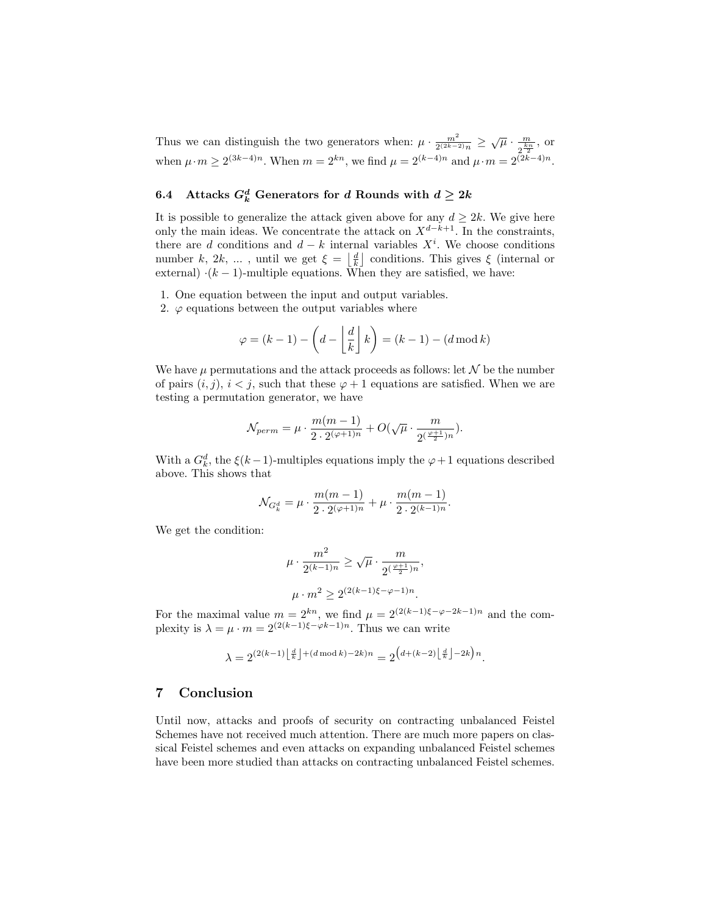Thus we can distinguish the two generators when: $\mu \cdot \frac{m^2}{2^{(2k-2)n}} \geq \sqrt{\mu} \cdot \frac{m}{2^{\frac{kn}{2}}}$, or when $\mu \cdot m \geq 2^{(3k-4)n}$. When $m = 2^{kn}$, we find $\mu = 2^{(k-4)n}$ and $\mu \cdot m = 2^{(2k-4)n}$.

### 6.4 Attacks $G_k^d$ Generators for $d$ Rounds with $d \geq 2k$

It is possible to generalize the attack given above for any $d \geq 2k$. We give here only the main ideas. We concentrate the attack on $X^{d-k+1}$. In the constraints, there are $d$ conditions and $d-k$ internal variables $X^i$. We choose conditions number $k$, $2k$, ... , until we get $\xi = \left\lfloor \frac{d}{k} \right\rfloor$ conditions. This gives $\xi$ (internal or external) $\cdot (k-1)$-multiple equations. When they are satisfied, we have:

1. One equation between the input and output variables.
2. $\varphi$ equations between the output variables where

$$\varphi = (k-1) - \left( d - \left\lfloor \frac{d}{k} \right\rfloor k \right) = (k-1) - (d \bmod k)$$

We have $\mu$ permutations and the attack proceeds as follows: let $\mathcal{N}$ be the number of pairs $(i,j)$, $i < j$, such that these $\varphi + 1$ equations are satisfied. When we are testing a permutation generator, we have

$$\mathcal{N}_{perm} = \mu \cdot \frac{m(m-1)}{2 \cdot 2^{(\varphi+1)n}} + O(\sqrt{\mu} \cdot \frac{m}{2^{(\frac{\varphi+1}{2})n}}).$$

With a $G_k^d$, the $\xi(k-1)$-multiples equations imply the $\varphi + 1$ equations described above. This shows that

$$\mathcal{N}_{G_k^d} = \mu \cdot \frac{m(m-1)}{2 \cdot 2^{(\varphi+1)n}} + \mu \cdot \frac{m(m-1)}{2 \cdot 2^{(k-1)n}}.$$

We get the condition:

$$\mu \cdot \frac{m^2}{2^{(k-1)n}} \geq \sqrt{\mu} \cdot \frac{m}{2^{(\frac{\varphi+1}{2})n}},$$

$$\mu \cdot m^2 \geq 2^{(2(k-1)\xi - \varphi - 1)n}.$$

For the maximal value $m = 2^{kn}$, we find $\mu = 2^{(2(k-1)\xi - \varphi - 2k - 1)n}$ and the complexity is $\lambda = \mu \cdot m = 2^{(2(k-1)\xi - \varphi k - 1)n}$. Thus we can write

$$\lambda = 2^{(2(k-1)\left\lfloor \frac{d}{k} \right\rfloor + (d \bmod k) - 2k)n} = 2^{\left(d + (k-2)\left\lfloor \frac{d}{k} \right\rfloor - 2k\right)n}.$$

## 7 Conclusion

Until now, attacks and proofs of security on contracting unbalanced Feistel Schemes have not received much attention. There are much more papers on classical Feistel schemes and even attacks on expanding unbalanced Feistel schemes have been more studied than attacks on contracting unbalanced Feistel schemes.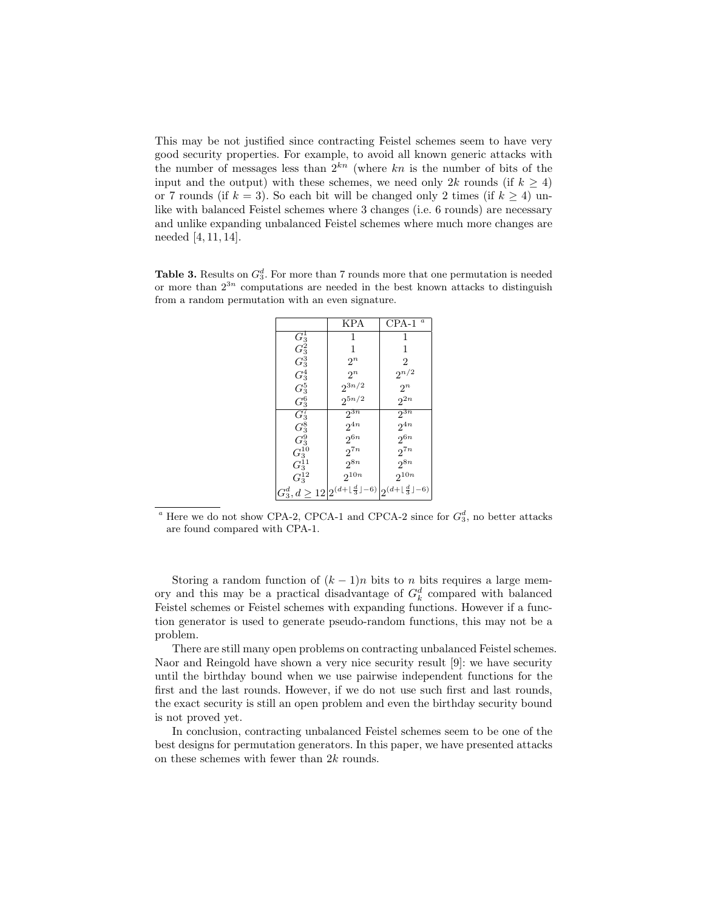This may be not justified since contracting Feistel schemes seem to have very good security properties. For example, to avoid all known generic attacks with the number of messages less than $2^{kn}$ (where $kn$ is the number of bits of the input and the output) with these schemes, we need only $2k$ rounds (if $k \geq 4$) or 7 rounds (if $k = 3$). So each bit will be changed only 2 times (if $k \geq 4$) unlike with balanced Feistel schemes where 3 changes (i.e. 6 rounds) are necessary and unlike expanding unbalanced Feistel schemes where much more changes are needed [4, 11, 14].

**Table 3.** Results on $G_3^d$. For more than 7 rounds more that one permutation is needed or more than $2^{3n}$ computations are needed in the best known attacks to distinguish from a random permutation with an even signature.

| | KPA | CPA-1 [a] |
|---|---|---|
| $G_3^1$ | 1 | 1 |
| $G_3^2$ | 1 | 1 |
| $G_3^3$ | $2^n$ | 2 |
| $G_3^4$ | $2^n$ | $2^{n/2}$ |
| $G_3^5$ | $2^{3n/2}$ | $2^n$ |
| $G_3^6$ | $2^{5n/2}$ | $2^{2n}$ |
| $G_3^7$ | $2^{3n}$ | $2^{3n}$ |
| $G_3^8$ | $2^{4n}$ | $2^{4n}$ |
| $G_3^9$ | $2^{6n}$ | $2^{6n}$ |
| $G_3^{10}$ | $2^{7n}$ | $2^{7n}$ |
| $G_3^{11}$ | $2^{8n}$ | $2^{8n}$ |
| $G_3^{12}$ | $2^{10n}$ | $2^{10n}$ |
| $G_3^d, d \geq 12$ | $2^{(d+\lfloor \frac{d}{3} \rfloor - 6)}$ | $2^{(d+\lfloor \frac{d}{3} \rfloor - 6)}$ |

[a] Here we do not show CPA-2, CPCA-1 and CPCA-2 since for $G_3^d$, no better attacks are found compared with CPA-1.

Storing a random function of $(k-1)n$ bits to $n$ bits requires a large memory and this may be a practical disadvantage of $G_k^d$ compared with balanced Feistel schemes or Feistel schemes with expanding functions. However if a function generator is used to generate pseudo-random functions, this may not be a problem.

There are still many open problems on contracting unbalanced Feistel schemes. Naor and Reingold have shown a very nice security result [9]: we have security until the birthday bound when we use pairwise independent functions for the first and the last rounds. However, if we do not use such first and last rounds, the exact security is still an open problem and even the birthday security bound is not proved yet.

In conclusion, contracting unbalanced Feistel schemes seem to be one of the best designs for permutation generators. In this paper, we have presented attacks on these schemes with fewer than $2k$ rounds.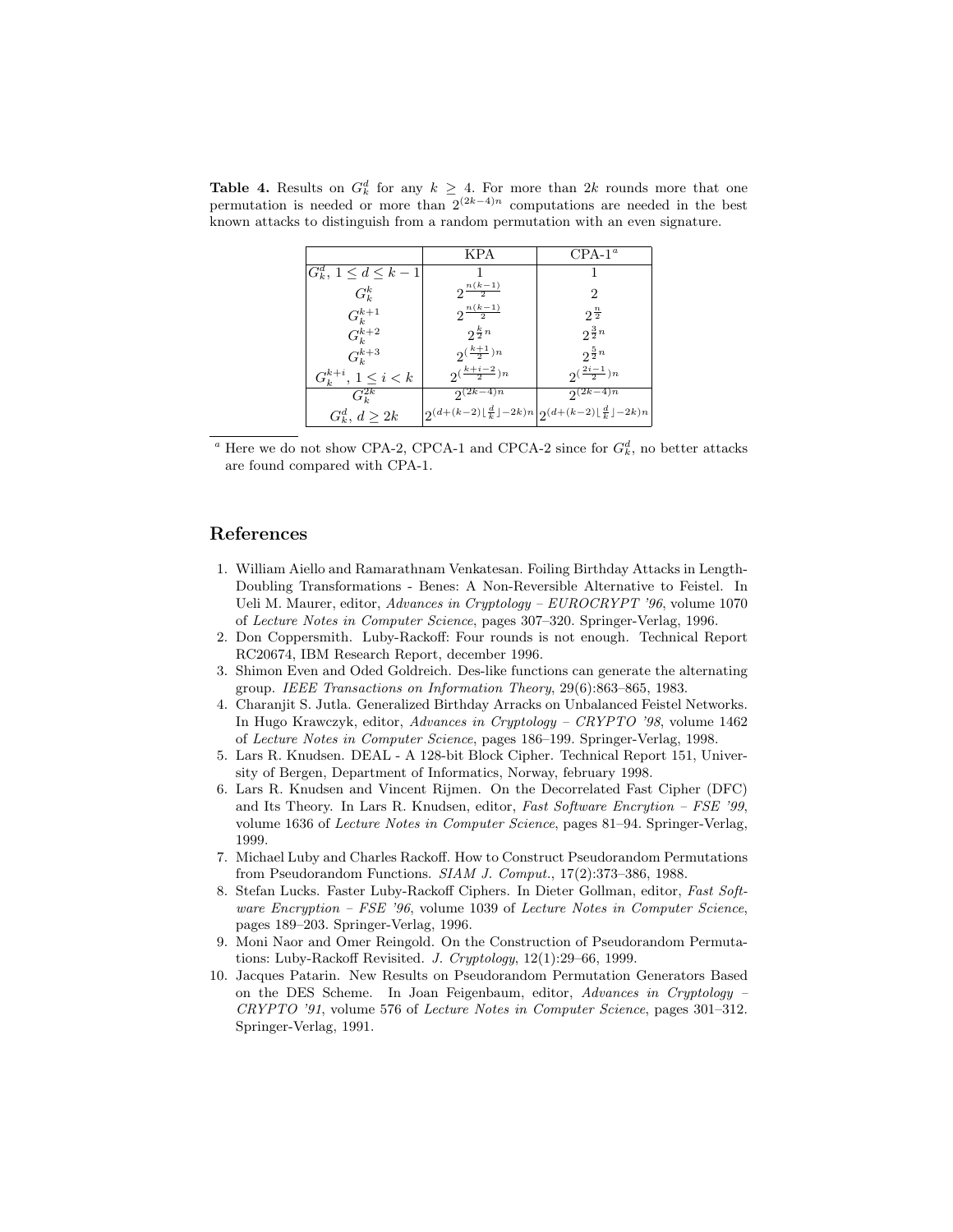**Table 4.** Results on $G_k^d$ for any $k \geq 4$. For more than $2k$ rounds more that one permutation is needed or more than $2^{(2k-4)n}$ computations are needed in the best known attacks to distinguish from a random permutation with an even signature.

| | KPA | CPA-1[a] |
|---|---|---|
| $G_k^d$, $1 \leq d \leq k-1$ | 1 | 1 |
| $G_k^k$ | $2^{\frac{n(k-1)}{2}}$ | 2 |
| $G_k^{k+1}$ | $2^{\frac{n(k-1)}{2}}$ | $2^{\frac{n}{2}}$ |
| $G_k^{k+2}$ | $2^{\frac{k}{2}n}$ | $2^{\frac{3}{2}n}$ |
| $G_k^{k+3}$ | $2^{(\frac{k+1}{2})n}$ | $2^{\frac{5}{2}n}$ |
| $G_k^{k+i}$, $1 \leq i < k$ | $2^{(\frac{k+i-2}{2})n}$ | $2^{(\frac{2i-1}{2})n}$ |
| $G_k^{2k}$ | $2^{(2k-4)n}$ | $2^{(2k-4)n}$ |
| $G_k^d$, $d \geq 2k$ | $2^{(d+(k-2)\lfloor \frac{d}{k} \rfloor - 2k)n}$ | $2^{(d+(k-2)\lfloor \frac{d}{k} \rfloor - 2k)n}$ |

[a] Here we do not show CPA-2, CPCA-1 and CPCA-2 since for $G_k^d$, no better attacks are found compared with CPA-1.

## References

1. William Aiello and Ramarathnam Venkatesan. Foiling Birthday Attacks in Length-Doubling Transformations - Benes: A Non-Reversible Alternative to Feistel. In Ueli M. Maurer, editor, *Advances in Cryptology – EUROCRYPT '96*, volume 1070 of *Lecture Notes in Computer Science*, pages 307–320. Springer-Verlag, 1996.
2. Don Coppersmith. Luby-Rackoff: Four rounds is not enough. Technical Report RC20674, IBM Research Report, december 1996.
3. Shimon Even and Oded Goldreich. Des-like functions can generate the alternating group. *IEEE Transactions on Information Theory*, 29(6):863–865, 1983.
4. Charanjit S. Jutla. Generalized Birthday Arracks on Unbalanced Feistel Networks. In Hugo Krawczyk, editor, *Advances in Cryptology – CRYPTO '98*, volume 1462 of *Lecture Notes in Computer Science*, pages 186–199. Springer-Verlag, 1998.
5. Lars R. Knudsen. DEAL - A 128-bit Block Cipher. Technical Report 151, University of Bergen, Department of Informatics, Norway, february 1998.
6. Lars R. Knudsen and Vincent Rijmen. On the Decorrelated Fast Cipher (DFC) and Its Theory. In Lars R. Knudsen, editor, *Fast Software Encrytion – FSE '99*, volume 1636 of *Lecture Notes in Computer Science*, pages 81–94. Springer-Verlag, 1999.
7. Michael Luby and Charles Rackoff. How to Construct Pseudorandom Permutations from Pseudorandom Functions. *SIAM J. Comput.*, 17(2):373–386, 1988.
8. Stefan Lucks. Faster Luby-Rackoff Ciphers. In Dieter Gollman, editor, *Fast Software Encryption – FSE '96*, volume 1039 of *Lecture Notes in Computer Science*, pages 189–203. Springer-Verlag, 1996.
9. Moni Naor and Omer Reingold. On the Construction of Pseudorandom Permutations: Luby-Rackoff Revisited. *J. Cryptology*, 12(1):29–66, 1999.
10. Jacques Patarin. New Results on Pseudorandom Permutation Generators Based on the DES Scheme. In Joan Feigenbaum, editor, *Advances in Cryptology – CRYPTO '91*, volume 576 of *Lecture Notes in Computer Science*, pages 301–312. Springer-Verlag, 1991.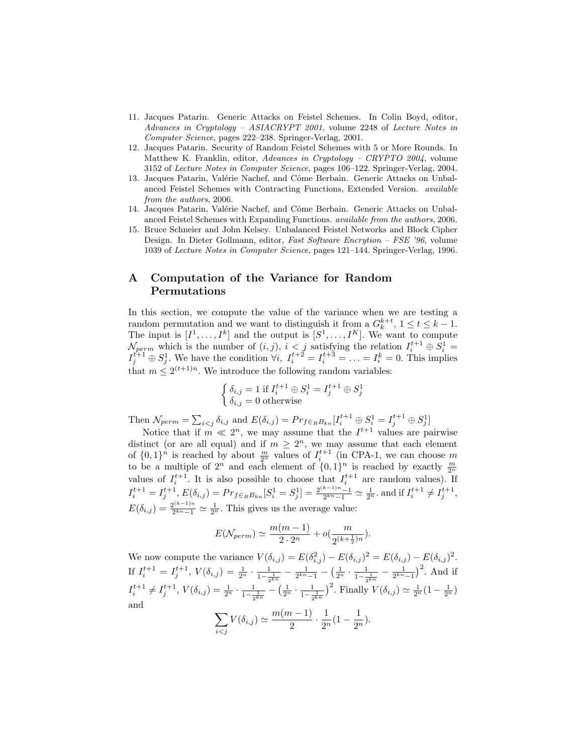11. Jacques Patarin. Generic Attacks on Feistel Schemes. In Colin Boyd, editor, *Advances in Cryptology – ASIACRYPT 2001*, volume 2248 of *Lecture Notes in Computer Science*, pages 222–238. Springer-Verlag, 2001.
12. Jacques Patarin. Security of Random Feistel Schemes with 5 or More Rounds. In Matthew K. Franklin, editor, *Advances in Cryptology – CRYPTO 2004*, volume 3152 of *Lecture Notes in Computer Science*, pages 106–122. Springer-Verlag, 2004.
13. Jacques Patarin, Valérie Nachef, and Côme Berbain. Generic Attacks on Unbalanced Feistel Schemes with Contracting Functions, Extended Version. *available from the authors*, 2006.
14. Jacques Patarin, Valérie Nachef, and Côme Berbain. Generic Attacks on Unbalanced Feistel Schemes with Expanding Functions. *available from the authors*, 2006.
15. Bruce Schneier and John Kelsey. Unbalanced Feistel Networks and Block Cipher Design. In Dieter Gollmann, editor, *Fast Software Encrytion – FSE '96*, volume 1039 of *Lecture Notes in Computer Science*, pages 121–144. Springer-Verlag, 1996.

# A Computation of the Variance for Random Permutations

In this section, we compute the value of the variance when we are testing a random permutation and we want to distinguish it from a $G_k^{k+t}$, $1 \leq t \leq k-1$. The input is $[I^1, \ldots, I^k]$ and the output is $[S^1, \ldots, I^K]$. We want to compute $\mathcal{N}_{perm}$ which is the number of $(i, j)$, $i < j$ satisfying the relation $I_i^{t+1} \oplus S_i^1 = I_j^{t+1} \oplus S_j^1$. We have the condition $\forall i,\ I_i^{t+2} = I_i^{t+3} = \ldots = I_i^k = 0$. This implies that $m \leq 2^{(t+1)n}$. We introduce the following random variables:

$$\begin{cases} \delta_{i,j} = 1 \text{ if } I_i^{t+1} \oplus S_i^1 = I_j^{t+1} \oplus S_j^1 \\ \delta_{i,j} = 0 \text{ otherwise} \end{cases}$$

Then $\mathcal{N}_{perm} = \sum_{i<j} \delta_{i,j}$ and $E(\delta_{i,j}) = Pr_{f \in_R B_{kn}}[I_i^{t+1} \oplus S_i^1 = I_j^{t+1} \oplus S_j^1]$

Notice that if $m \ll 2^n$, we may assume that the $I^{t+1}$ values are pairwise distinct (or are all equal) and if $m \geq 2^n$, we may assume that each element of $\{0,1\}^n$ is reached by about $\frac{m}{2^n}$ values of $I_i^{t+1}$ (in CPA-1, we can choose $m$ to be a multiple of $2^n$ and each element of $\{0,1\}^n$ is reached by exactly $\frac{m}{2^n}$ values of $I_i^{t+1}$. It is also possible to choose that $I_i^{t+1}$ are random values). If $I_i^{t+1} = I_j^{t+1}$, $E(\delta_{i,j}) = Pr_{f \in_R B_{kn}}[S_i^1 = S_j^1] = \frac{2^{(k-1)n}-1}{2^{kn}-1} \simeq \frac{1}{2^n}$. and if $I_i^{t+1} \neq I_j^{t+1}$, $E(\delta_{i,j}) = \frac{2^{(k-1)n}}{2^{kn}-1} \simeq \frac{1}{2^n}$. This gives us the average value:

$$E(\mathcal{N}_{perm}) \simeq \frac{m(m-1)}{2 \cdot 2^n} + o\left(\frac{m}{2^{(k+\frac{1}{2})n}}\right).$$

We now compute the variance $V(\delta_{i,j}) = E(\delta_{i,j}^2) - E(\delta_{i,j})^2 = E(\delta_{i,j}) - E(\delta_{i,j})^2$. If $I_i^{t+1} = I_j^{t+1}$, $V(\delta_{i,j}) = \frac{1}{2^n} \cdot \frac{1}{1-\frac{1}{2^{kn}}} - \frac{1}{2^{kn}-1} - \left(\frac{1}{2^n} \cdot \frac{1}{1-\frac{1}{2^{kn}}} - \frac{1}{2^{kn}-1}\right)^2$. And if $I_i^{t+1} \neq I_j^{t+1}$, $V(\delta_{i,j}) = \frac{1}{2^n} \cdot \frac{1}{1-\frac{1}{2^{kn}}} - \left(\frac{1}{2^n} \cdot \frac{1}{1-\frac{1}{2^{kn}}}\right)^2$. Finally $V(\delta_{i,j}) \simeq \frac{1}{2^n}(1 - \frac{1}{2^n})$ and

$$\sum_{i<j} V(\delta_{i,j}) \simeq \frac{m(m-1)}{2} \cdot \frac{1}{2^n}(1 - \frac{1}{2^n}).$$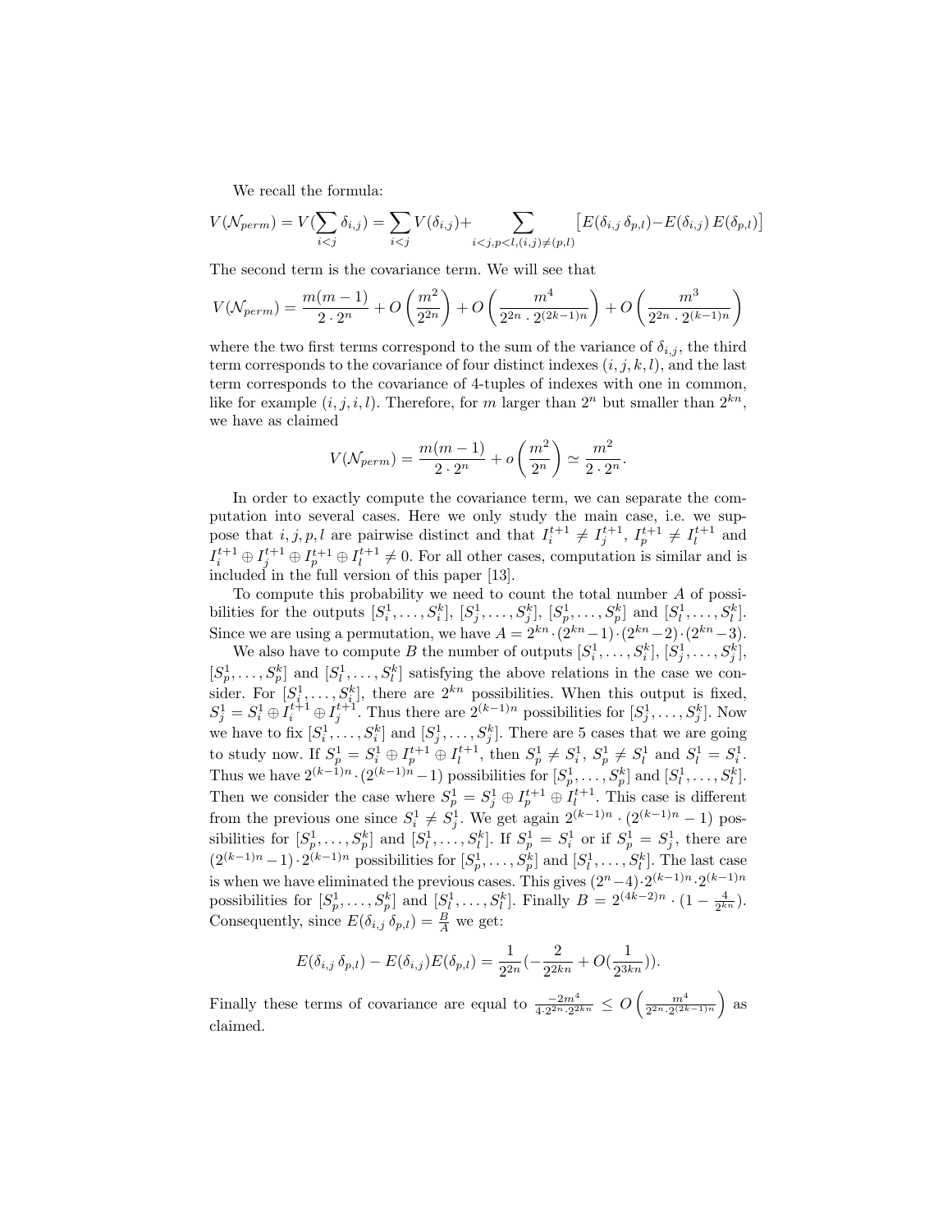We recall the formula:

$$V(\mathcal{N}_{perm}) = V(\sum_{i<j} \delta_{i,j}) = \sum_{i<j} V(\delta_{i,j}) + \sum_{i<j, p<l, (i,j)\neq(p,l)} \left[E(\delta_{i,j}\,\delta_{p,l}) - E(\delta_{i,j})\,E(\delta_{p,l})\right]$$

The second term is the covariance term. We will see that

$$V(\mathcal{N}_{perm}) = \frac{m(m-1)}{2\cdot 2^n} + O\left(\frac{m^2}{2^{2n}}\right) + O\left(\frac{m^4}{2^{2n}\cdot 2^{(2k-1)n}}\right) + O\left(\frac{m^3}{2^{2n}\cdot 2^{(k-1)n}}\right)$$

where the two first terms correspond to the sum of the variance of $\delta_{i,j}$, the third term corresponds to the covariance of four distinct indexes $(i,j,k,l)$, and the last term corresponds to the covariance of 4-tuples of indexes with one in common, like for example $(i,j,i,l)$. Therefore, for $m$ larger than $2^n$ but smaller than $2^{kn}$, we have as claimed

$$V(\mathcal{N}_{perm}) = \frac{m(m-1)}{2\cdot 2^n} + o\left(\frac{m^2}{2^n}\right) \simeq \frac{m^2}{2\cdot 2^n}.$$

In order to exactly compute the covariance term, we can separate the computation into several cases. Here we only study the main case, i.e. we suppose that $i,j,p,l$ are pairwise distinct and that $I_i^{t+1} \neq I_j^{t+1}$, $I_p^{t+1} \neq I_l^{t+1}$ and $I_i^{t+1} \oplus I_j^{t+1} \oplus I_p^{t+1} \oplus I_l^{t+1} \neq 0$. For all other cases, computation is similar and is included in the full version of this paper [13].

To compute this probability we need to count the total number $A$ of possibilities for the outputs $[S_i^1,\ldots,S_i^k]$, $[S_j^1,\ldots,S_j^k]$, $[S_p^1,\ldots,S_p^k]$ and $[S_l^1,\ldots,S_l^k]$. Since we are using a permutation, we have $A = 2^{kn}\cdot(2^{kn}-1)\cdot(2^{kn}-2)\cdot(2^{kn}-3)$.

We also have to compute $B$ the number of outputs $[S_i^1,\ldots,S_i^k]$, $[S_j^1,\ldots,S_j^k]$, $[S_p^1,\ldots,S_p^k]$ and $[S_l^1,\ldots,S_l^k]$ satisfying the above relations in the case we consider. For $[S_i^1,\ldots,S_i^k]$, there are $2^{kn}$ possibilities. When this output is fixed, $S_j^1 = S_i^1 \oplus I_i^{t+1} \oplus I_j^{t+1}$. Thus there are $2^{(k-1)n}$ possibilities for $[S_j^1,\ldots,S_j^k]$. Now we have to fix $[S_i^1,\ldots,S_i^k]$ and $[S_j^1,\ldots,S_j^k]$. There are 5 cases that we are going to study now. If $S_p^1 = S_i^1 \oplus I_p^{t+1} \oplus I_l^{t+1}$, then $S_p^1 \neq S_i^1$, $S_p^1 \neq S_l^1$ and $S_l^1 = S_i^1$. Thus we have $2^{(k-1)n}\cdot(2^{(k-1)n}-1)$ possibilities for $[S_p^1,\ldots,S_p^k]$ and $[S_l^1,\ldots,S_l^k]$. Then we consider the case where $S_p^1 = S_j^1 \oplus I_p^{t+1} \oplus I_l^{t+1}$. This case is different from the previous one since $S_i^1 \neq S_j^1$. We get again $2^{(k-1)n}\cdot(2^{(k-1)n}-1)$ possibilities for $[S_p^1,\ldots,S_p^k]$ and $[S_l^1,\ldots,S_l^k]$. If $S_p^1 = S_i^1$ or if $S_p^1 = S_j^1$, there are $(2^{(k-1)n}-1)\cdot 2^{(k-1)n}$ possibilities for $[S_p^1,\ldots,S_p^k]$ and $[S_l^1,\ldots,S_l^k]$. The last case is when we have eliminated the previous cases. This gives $(2^n-4)\cdot 2^{(k-1)n}\cdot 2^{(k-1)n}$ possibilities for $[S_p^1,\ldots,S_p^k]$ and $[S_l^1,\ldots,S_l^k]$. Finally $B = 2^{(4k-2)n}\cdot(1-\frac{4}{2^{kn}})$. Consequently, since $E(\delta_{i,j}\,\delta_{p,l}) = \frac{B}{A}$ we get:

$$E(\delta_{i,j}\,\delta_{p,l}) - E(\delta_{i,j})E(\delta_{p,l}) = \frac{1}{2^{2n}}\left(-\frac{2}{2^{2kn}} + O\left(\frac{1}{2^{3kn}}\right)\right).$$

Finally these terms of covariance are equal to $\frac{-2m^4}{4\cdot 2^{2n}\cdot 2^{2kn}} \leq O\left(\frac{m^4}{2^{2n}\cdot 2^{(2k-1)n}}\right)$ as claimed.